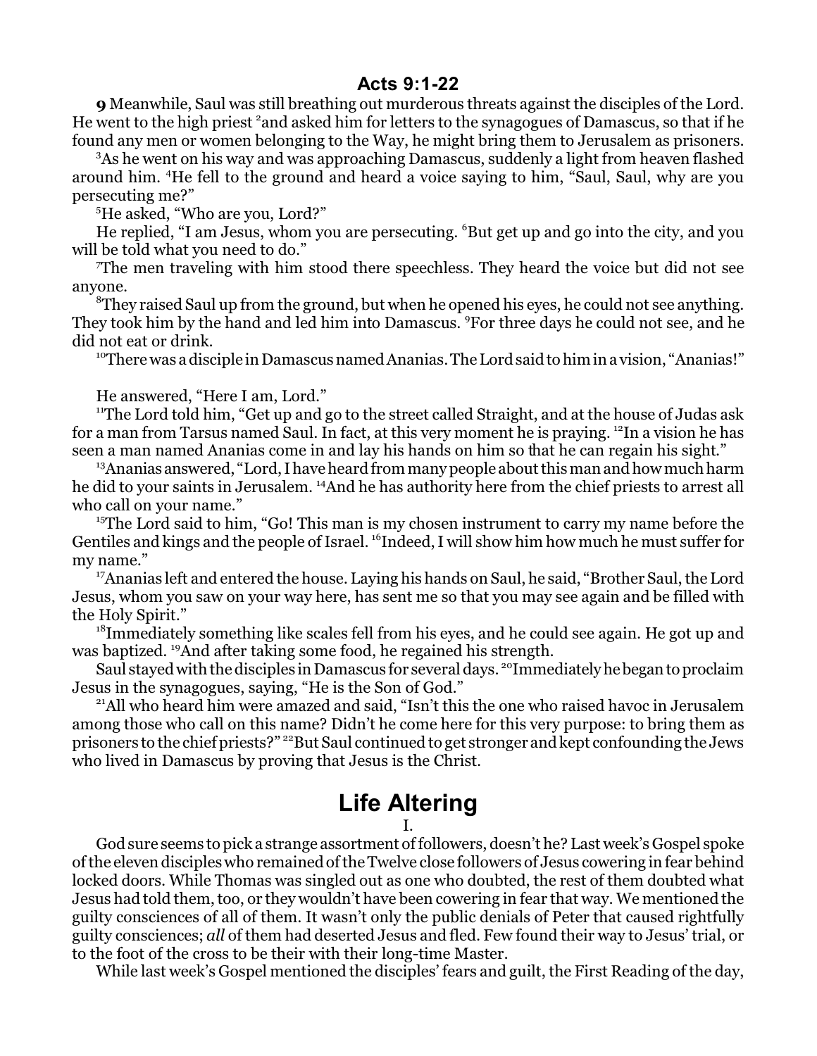## Acts 9:1-22

**9** Meanwhile, Saul was still breathing out murderous threats against the disciples of the Lord. He went to the high priest [2]and asked him for letters to the synagogues of Damascus, so that if he found any men or women belonging to the Way, he might bring them to Jerusalem as prisoners.

[3]As he went on his way and was approaching Damascus, suddenly a light from heaven flashed around him. [4]He fell to the ground and heard a voice saying to him, "Saul, Saul, why are you persecuting me?"

[5]He asked, "Who are you, Lord?"

He replied, "I am Jesus, whom you are persecuting. [6]But get up and go into the city, and you will be told what you need to do."

[7]The men traveling with him stood there speechless. They heard the voice but did not see anyone.

[8]They raised Saul up from the ground, but when he opened his eyes, he could not see anything. They took him by the hand and led him into Damascus. [9]For three days he could not see, and he did not eat or drink.

[10]There was a disciple in Damascus named Ananias. The Lord said to him in a vision, "Ananias!"

He answered, "Here I am, Lord."

[11]The Lord told him, "Get up and go to the street called Straight, and at the house of Judas ask for a man from Tarsus named Saul. In fact, at this very moment he is praying. [12]In a vision he has seen a man named Ananias come in and lay his hands on him so that he can regain his sight."

[13]Ananias answered, "Lord, I have heard from many people about this man and how much harm he did to your saints in Jerusalem. [14]And he has authority here from the chief priests to arrest all who call on your name."

[15]The Lord said to him, "Go! This man is my chosen instrument to carry my name before the Gentiles and kings and the people of Israel. [16]Indeed, I will show him how much he must suffer for my name."

[17]Ananias left and entered the house. Laying his hands on Saul, he said, "Brother Saul, the Lord Jesus, whom you saw on your way here, has sent me so that you may see again and be filled with the Holy Spirit."

[18]Immediately something like scales fell from his eyes, and he could see again. He got up and was baptized. [19]And after taking some food, he regained his strength.

Saul stayed with the disciples in Damascus for several days. [20]Immediately he began to proclaim Jesus in the synagogues, saying, "He is the Son of God."

[21]All who heard him were amazed and said, "Isn't this the one who raised havoc in Jerusalem among those who call on this name? Didn't he come here for this very purpose: to bring them as prisoners to the chief priests?" [22]But Saul continued to get stronger and kept confounding the Jews who lived in Damascus by proving that Jesus is the Christ.

# Life Altering

I.

God sure seems to pick a strange assortment of followers, doesn't he? Last week's Gospel spoke of the eleven disciples who remained of the Twelve close followers of Jesus cowering in fear behind locked doors. While Thomas was singled out as one who doubted, the rest of them doubted what Jesus had told them, too, or they wouldn't have been cowering in fear that way. We mentioned the guilty consciences of all of them. It wasn't only the public denials of Peter that caused rightfully guilty consciences; *all* of them had deserted Jesus and fled. Few found their way to Jesus' trial, or to the foot of the cross to be their with their long-time Master.

While last week's Gospel mentioned the disciples' fears and guilt, the First Reading of the day,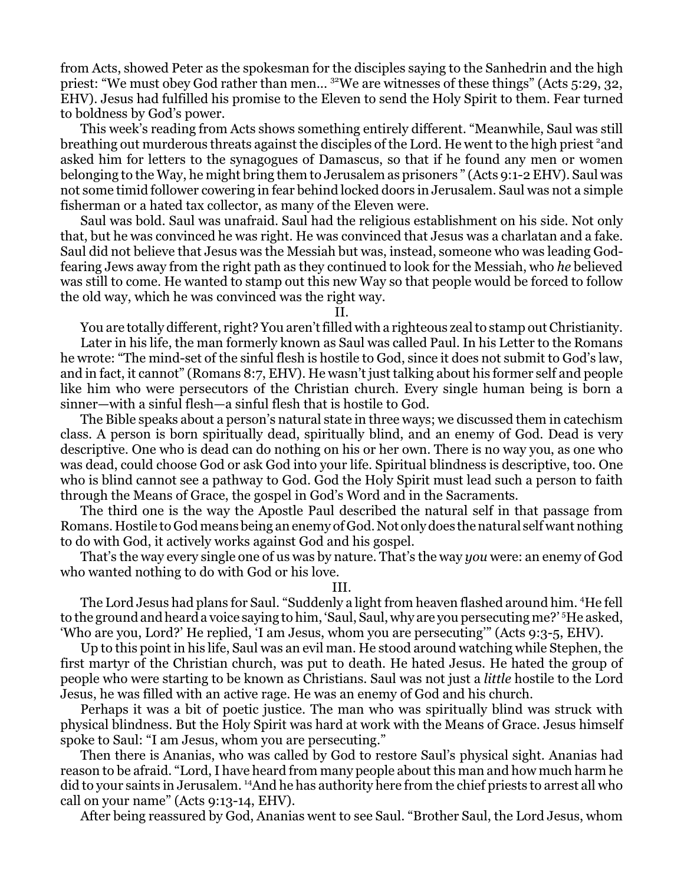from Acts, showed Peter as the spokesman for the disciples saying to the Sanhedrin and the high priest: "We must obey God rather than men… [32]We are witnesses of these things" (Acts 5:29, 32, EHV). Jesus had fulfilled his promise to the Eleven to send the Holy Spirit to them. Fear turned to boldness by God's power.

This week's reading from Acts shows something entirely different. "Meanwhile, Saul was still breathing out murderous threats against the disciples of the Lord. He went to the high priest [2]and asked him for letters to the synagogues of Damascus, so that if he found any men or women belonging to the Way, he might bring them to Jerusalem as prisoners " (Acts 9:1-2 EHV). Saul was not some timid follower cowering in fear behind locked doors in Jerusalem. Saul was not a simple fisherman or a hated tax collector, as many of the Eleven were.

Saul was bold. Saul was unafraid. Saul had the religious establishment on his side. Not only that, but he was convinced he was right. He was convinced that Jesus was a charlatan and a fake. Saul did not believe that Jesus was the Messiah but was, instead, someone who was leading God-fearing Jews away from the right path as they continued to look for the Messiah, who *he* believed was still to come. He wanted to stamp out this new Way so that people would be forced to follow the old way, which he was convinced was the right way.

II.

You are totally different, right? You aren't filled with a righteous zeal to stamp out Christianity.

Later in his life, the man formerly known as Saul was called Paul. In his Letter to the Romans he wrote: "The mind-set of the sinful flesh is hostile to God, since it does not submit to God's law, and in fact, it cannot" (Romans 8:7, EHV). He wasn't just talking about his former self and people like him who were persecutors of the Christian church. Every single human being is born a sinner—with a sinful flesh—a sinful flesh that is hostile to God.

The Bible speaks about a person's natural state in three ways; we discussed them in catechism class. A person is born spiritually dead, spiritually blind, and an enemy of God. Dead is very descriptive. One who is dead can do nothing on his or her own. There is no way you, as one who was dead, could choose God or ask God into your life. Spiritual blindness is descriptive, too. One who is blind cannot see a pathway to God. God the Holy Spirit must lead such a person to faith through the Means of Grace, the gospel in God's Word and in the Sacraments.

The third one is the way the Apostle Paul described the natural self in that passage from Romans. Hostile to God means being an enemy of God. Not only does the natural self want nothing to do with God, it actively works against God and his gospel.

That's the way every single one of us was by nature. That's the way *you* were: an enemy of God who wanted nothing to do with God or his love.

III.

The Lord Jesus had plans for Saul. "Suddenly a light from heaven flashed around him. [4]He fell to the ground and heard a voice saying to him, 'Saul, Saul, why are you persecuting me?' [5]He asked, 'Who are you, Lord?' He replied, 'I am Jesus, whom you are persecuting'" (Acts 9:3-5, EHV).

Up to this point in his life, Saul was an evil man. He stood around watching while Stephen, the first martyr of the Christian church, was put to death. He hated Jesus. He hated the group of people who were starting to be known as Christians. Saul was not just a *little* hostile to the Lord Jesus, he was filled with an active rage. He was an enemy of God and his church.

Perhaps it was a bit of poetic justice. The man who was spiritually blind was struck with physical blindness. But the Holy Spirit was hard at work with the Means of Grace. Jesus himself spoke to Saul: "I am Jesus, whom you are persecuting."

Then there is Ananias, who was called by God to restore Saul's physical sight. Ananias had reason to be afraid. "Lord, I have heard from many people about this man and how much harm he did to your saints in Jerusalem. [14]And he has authority here from the chief priests to arrest all who call on your name" (Acts 9:13-14, EHV).

After being reassured by God, Ananias went to see Saul. "Brother Saul, the Lord Jesus, whom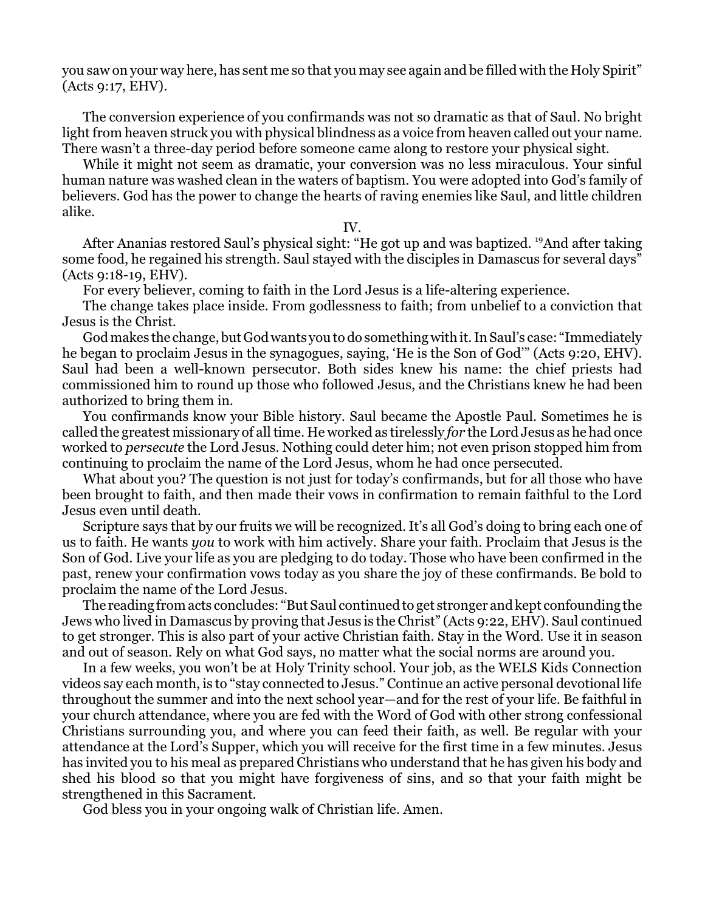you saw on your way here, has sent me so that you may see again and be filled with the Holy Spirit" (Acts 9:17, EHV).

The conversion experience of you confirmands was not so dramatic as that of Saul. No bright light from heaven struck you with physical blindness as a voice from heaven called out your name. There wasn't a three-day period before someone came along to restore your physical sight.

While it might not seem as dramatic, your conversion was no less miraculous. Your sinful human nature was washed clean in the waters of baptism. You were adopted into God's family of believers. God has the power to change the hearts of raving enemies like Saul, and little children alike.

IV.

After Ananias restored Saul's physical sight: "He got up and was baptized. [19]And after taking some food, he regained his strength. Saul stayed with the disciples in Damascus for several days" (Acts 9:18-19, EHV).

For every believer, coming to faith in the Lord Jesus is a life-altering experience.

The change takes place inside. From godlessness to faith; from unbelief to a conviction that Jesus is the Christ.

God makes the change, but God wants you to do something with it. In Saul's case: "Immediately he began to proclaim Jesus in the synagogues, saying, 'He is the Son of God'" (Acts 9:20, EHV). Saul had been a well-known persecutor. Both sides knew his name: the chief priests had commissioned him to round up those who followed Jesus, and the Christians knew he had been authorized to bring them in.

You confirmands know your Bible history. Saul became the Apostle Paul. Sometimes he is called the greatest missionary of all time. He worked as tirelessly *for* the Lord Jesus as he had once worked to *persecute* the Lord Jesus. Nothing could deter him; not even prison stopped him from continuing to proclaim the name of the Lord Jesus, whom he had once persecuted.

What about you? The question is not just for today's confirmands, but for all those who have been brought to faith, and then made their vows in confirmation to remain faithful to the Lord Jesus even until death.

Scripture says that by our fruits we will be recognized. It's all God's doing to bring each one of us to faith. He wants *you* to work with him actively. Share your faith. Proclaim that Jesus is the Son of God. Live your life as you are pledging to do today. Those who have been confirmed in the past, renew your confirmation vows today as you share the joy of these confirmands. Be bold to proclaim the name of the Lord Jesus.

The reading from acts concludes: "But Saul continued to get stronger and kept confounding the Jews who lived in Damascus by proving that Jesus is the Christ" (Acts 9:22, EHV). Saul continued to get stronger. This is also part of your active Christian faith. Stay in the Word. Use it in season and out of season. Rely on what God says, no matter what the social norms are around you.

In a few weeks, you won't be at Holy Trinity school. Your job, as the WELS Kids Connection videos say each month, is to "stay connected to Jesus." Continue an active personal devotional life throughout the summer and into the next school year—and for the rest of your life. Be faithful in your church attendance, where you are fed with the Word of God with other strong confessional Christians surrounding you, and where you can feed their faith, as well. Be regular with your attendance at the Lord's Supper, which you will receive for the first time in a few minutes. Jesus has invited you to his meal as prepared Christians who understand that he has given his body and shed his blood so that you might have forgiveness of sins, and so that your faith might be strengthened in this Sacrament.

God bless you in your ongoing walk of Christian life. Amen.